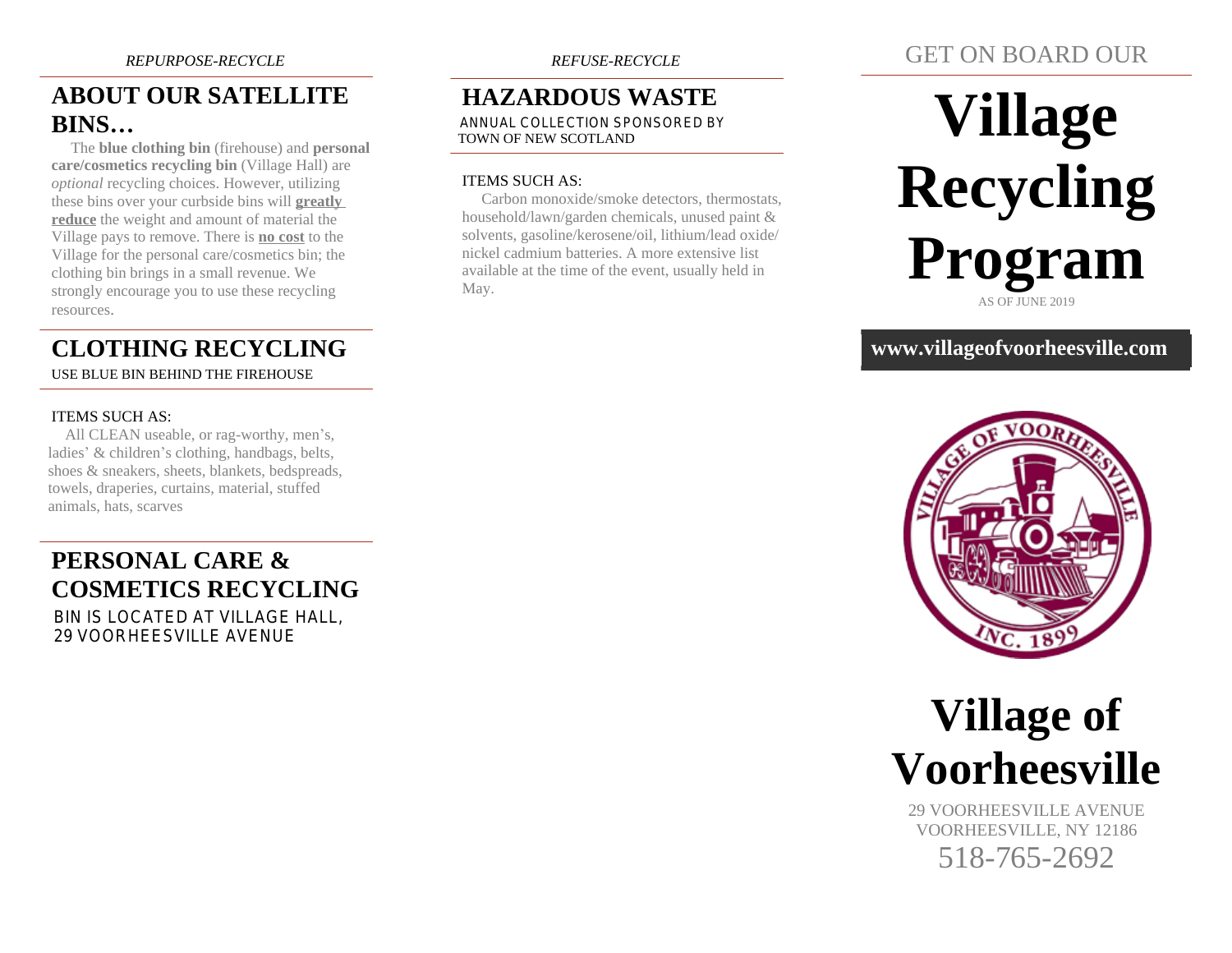*REPURPOSE-RECYCLE*

## ABOUT OUR SATELLITE BINS…

The **blue clothing bin** (firehouse) and **personal care/cosmetics recycling bin** (Village Hall) are *optional* recycling choices. However, utilizing these bins over your curbside bins will **greatly reduce** the weight and amount of material the Village pays to remove. There is **no cost** to the Village for the personal care/cosmetics bin; the clothing bin brings in a small revenue. We strongly encourage you to use these recycling resources.

## CLOTHING RECYCLING

USE BLUE BIN BEHIND THE FIREHOUSE

ITEMS SUCH AS:

All CLEAN useable, or rag-worthy, men's, ladies' & children's clothing, handbags, belts, shoes & sneakers, sheets, blankets, bedspreads, towels, draperies, curtains, material, stuffed animals, hats, scarves

## PERSONAL CARE & COSMETICS RECYCLING

BIN IS LOCATED AT VILLAGE HALL, 29 VOORHEESVILLE AVENUE

*REFUSE-RECYCLE*

## HAZARDOUS WASTE

ANNUAL COLLECTION SPONSORED BY TOWN OF NEW SCOTLAND

ITEMS SUCH AS:

Carbon monoxide/smoke detectors, thermostats, household/lawn/garden chemicals, unused paint & solvents, gasoline/kerosene/oil, lithium/lead oxide/ nickel cadmium batteries. A more extensive list available at the time of the event, usually held in May.

GET ON BOARD OUR

# Village Recycling Program

AS OF JUNE 2019

**www.villageofvoorheesville.com**

# Village of Voorheesville

29 VOORHEESVILLE AVENUE
VOORHEESVILLE, NY 12186
518-765-2692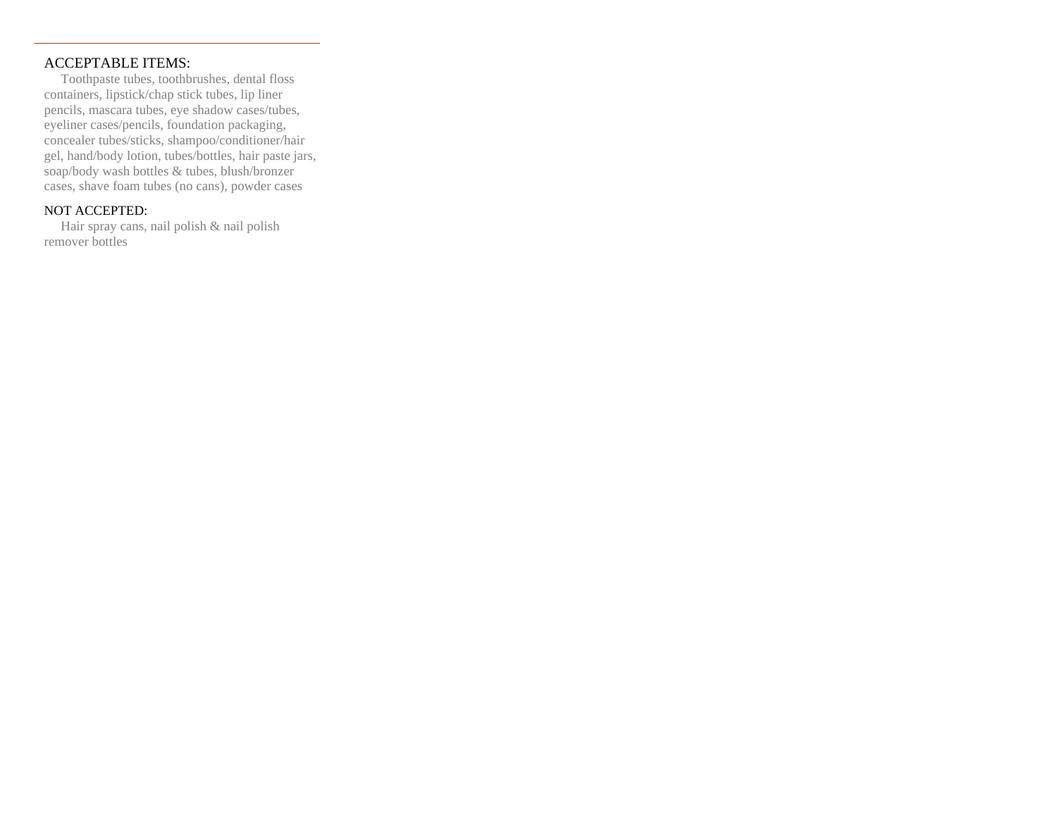---

ACCEPTABLE ITEMS:

Toothpaste tubes, toothbrushes, dental floss containers, lipstick/chap stick tubes, lip liner pencils, mascara tubes, eye shadow cases/tubes, eyeliner cases/pencils, foundation packaging, concealer tubes/sticks, shampoo/conditioner/hair gel, hand/body lotion, tubes/bottles, hair paste jars, soap/body wash bottles & tubes, blush/bronzer cases, shave foam tubes (no cans), powder cases

NOT ACCEPTED:

Hair spray cans, nail polish & nail polish remover bottles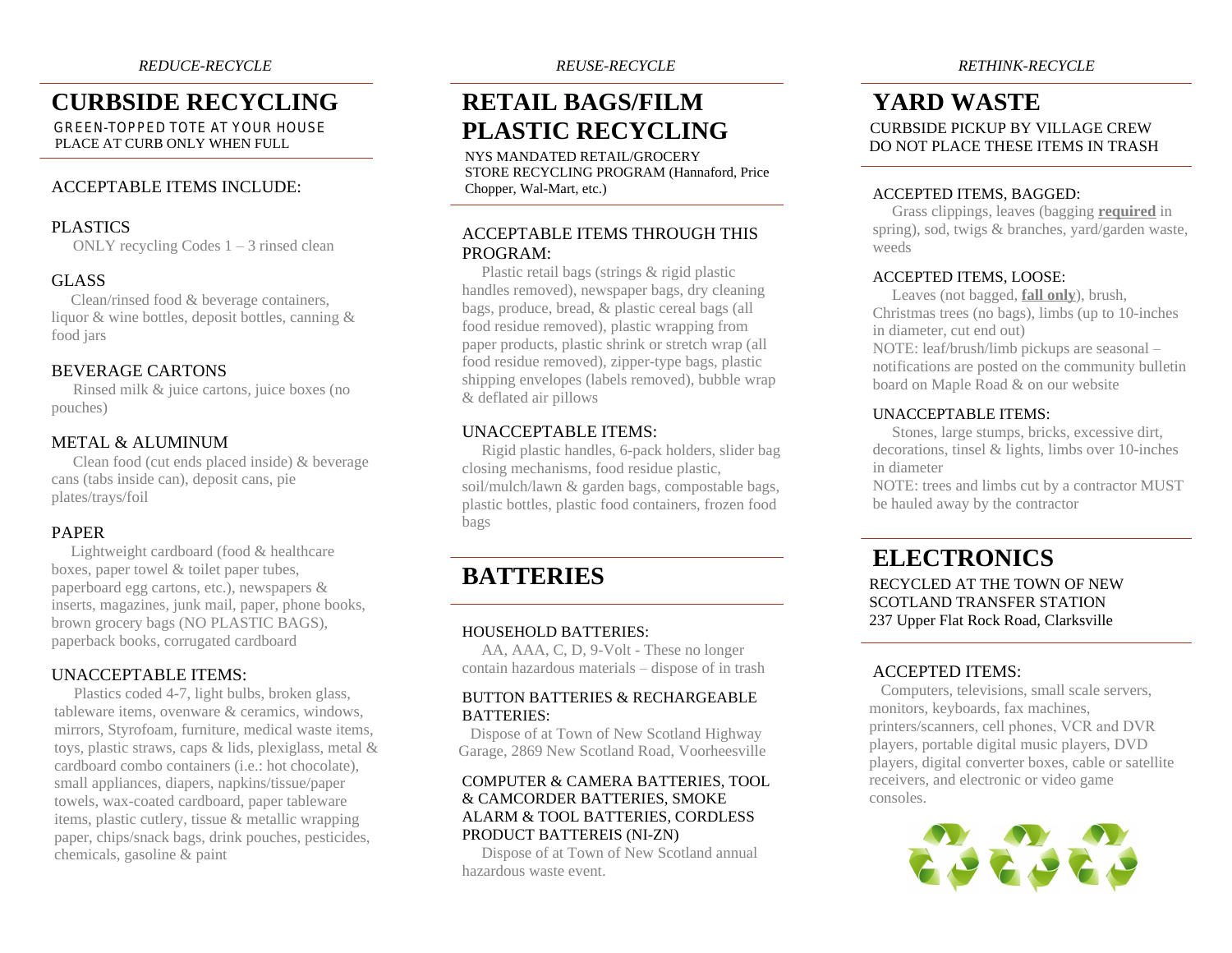*REDUCE-RECYCLE*

# CURBSIDE RECYCLING

GREEN-TOPPED TOTE AT YOUR HOUSE
PLACE AT CURB ONLY WHEN FULL

### ACCEPTABLE ITEMS INCLUDE:

#### PLASTICS

ONLY recycling Codes 1 – 3 rinsed clean

#### GLASS

Clean/rinsed food & beverage containers, liquor & wine bottles, deposit bottles, canning & food jars

#### BEVERAGE CARTONS

Rinsed milk & juice cartons, juice boxes (no pouches)

#### METAL & ALUMINUM

Clean food (cut ends placed inside) & beverage cans (tabs inside can), deposit cans, pie plates/trays/foil

#### PAPER

Lightweight cardboard (food & healthcare boxes, paper towel & toilet paper tubes, paperboard egg cartons, etc.), newspapers & inserts, magazines, junk mail, paper, phone books, brown grocery bags (NO PLASTIC BAGS), paperback books, corrugated cardboard

### UNACCEPTABLE ITEMS:

Plastics coded 4-7, light bulbs, broken glass, tableware items, ovenware & ceramics, windows, mirrors, Styrofoam, furniture, medical waste items, toys, plastic straws, caps & lids, plexiglass, metal & cardboard combo containers (i.e.: hot chocolate), small appliances, diapers, napkins/tissue/paper towels, wax-coated cardboard, paper tableware items, plastic cutlery, tissue & metallic wrapping paper, chips/snack bags, drink pouches, pesticides, chemicals, gasoline & paint

*REUSE-RECYCLE*

# RETAIL BAGS/FILM PLASTIC RECYCLING

NYS MANDATED RETAIL/GROCERY STORE RECYCLING PROGRAM (Hannaford, Price Chopper, Wal-Mart, etc.)

### ACCEPTABLE ITEMS THROUGH THIS PROGRAM:

Plastic retail bags (strings & rigid plastic handles removed), newspaper bags, dry cleaning bags, produce, bread, & plastic cereal bags (all food residue removed), plastic wrapping from paper products, plastic shrink or stretch wrap (all food residue removed), zipper-type bags, plastic shipping envelopes (labels removed), bubble wrap & deflated air pillows

### UNACCEPTABLE ITEMS:

Rigid plastic handles, 6-pack holders, slider bag closing mechanisms, food residue plastic, soil/mulch/lawn & garden bags, compostable bags, plastic bottles, plastic food containers, frozen food bags

# BATTERIES

#### HOUSEHOLD BATTERIES:

AA, AAA, C, D, 9-Volt - These no longer contain hazardous materials – dispose of in trash

#### BUTTON BATTERIES & RECHARGEABLE BATTERIES:

Dispose of at Town of New Scotland Highway Garage, 2869 New Scotland Road, Voorheesville

#### COMPUTER & CAMERA BATTERIES, TOOL & CAMCORDER BATTERIES, SMOKE ALARM & TOOL BATTERIES, CORDLESS PRODUCT BATTEREIS (NI-ZN)

Dispose of at Town of New Scotland annual hazardous waste event.

*RETHINK-RECYCLE*

# YARD WASTE

CURBSIDE PICKUP BY VILLAGE CREW
DO NOT PLACE THESE ITEMS IN TRASH

#### ACCEPTED ITEMS, BAGGED:

Grass clippings, leaves (bagging **required** in spring), sod, twigs & branches, yard/garden waste, weeds

#### ACCEPTED ITEMS, LOOSE:

Leaves (not bagged, **fall only**), brush, Christmas trees (no bags), limbs (up to 10-inches in diameter, cut end out)

NOTE: leaf/brush/limb pickups are seasonal – notifications are posted on the community bulletin board on Maple Road & on our website

#### UNACCEPTABLE ITEMS:

Stones, large stumps, bricks, excessive dirt, decorations, tinsel & lights, limbs over 10-inches in diameter

NOTE: trees and limbs cut by a contractor MUST be hauled away by the contractor

# ELECTRONICS

RECYCLED AT THE TOWN OF NEW SCOTLAND TRANSFER STATION
237 Upper Flat Rock Road, Clarksville

### ACCEPTED ITEMS:

Computers, televisions, small scale servers, monitors, keyboards, fax machines, printers/scanners, cell phones, VCR and DVR players, portable digital music players, DVD players, digital converter boxes, cable or satellite receivers, and electronic or video game consoles.